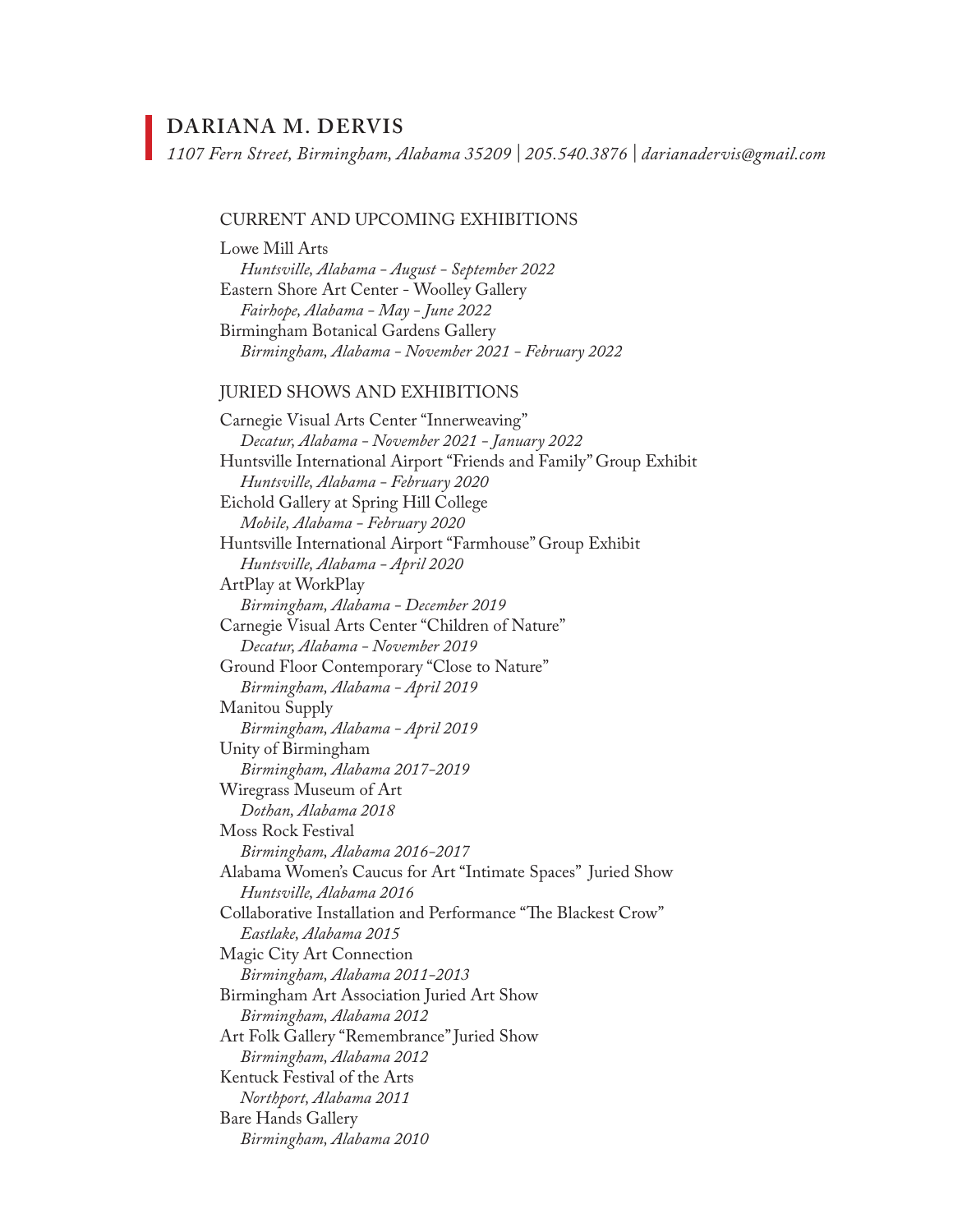# DARIANA M. DERVIS

*1107 Fern Street, Birmingham, Alabama 35209 | 205.540.3876 | darianadervis@gmail.com*

## CURRENT AND UPCOMING EXHIBITIONS

Lowe Mill Arts
*Huntsville, Alabama - August - September 2022*
Eastern Shore Art Center - Woolley Gallery
*Fairhope, Alabama - May - June 2022*
Birmingham Botanical Gardens Gallery
*Birmingham, Alabama - November 2021 - February 2022*

## JURIED SHOWS AND EXHIBITIONS

Carnegie Visual Arts Center "Innerweaving"
*Decatur, Alabama - November 2021 - January 2022*
Huntsville International Airport "Friends and Family" Group Exhibit
*Huntsville, Alabama - February 2020*
Eichold Gallery at Spring Hill College
*Mobile, Alabama - February 2020*
Huntsville International Airport "Farmhouse" Group Exhibit
*Huntsville, Alabama - April 2020*
ArtPlay at WorkPlay
*Birmingham, Alabama - December 2019*
Carnegie Visual Arts Center "Children of Nature"
*Decatur, Alabama - November 2019*
Ground Floor Contemporary "Close to Nature"
*Birmingham, Alabama - April 2019*
Manitou Supply
*Birmingham, Alabama - April 2019*
Unity of Birmingham
*Birmingham, Alabama 2017-2019*
Wiregrass Museum of Art
*Dothan, Alabama 2018*
Moss Rock Festival
*Birmingham, Alabama 2016-2017*
Alabama Women's Caucus for Art "Intimate Spaces" Juried Show
*Huntsville, Alabama 2016*
Collaborative Installation and Performance "The Blackest Crow"
*Eastlake, Alabama 2015*
Magic City Art Connection
*Birmingham, Alabama 2011-2013*
Birmingham Art Association Juried Art Show
*Birmingham, Alabama 2012*
Art Folk Gallery "Remembrance" Juried Show
*Birmingham, Alabama 2012*
Kentuck Festival of the Arts
*Northport, Alabama 2011*
Bare Hands Gallery
*Birmingham, Alabama 2010*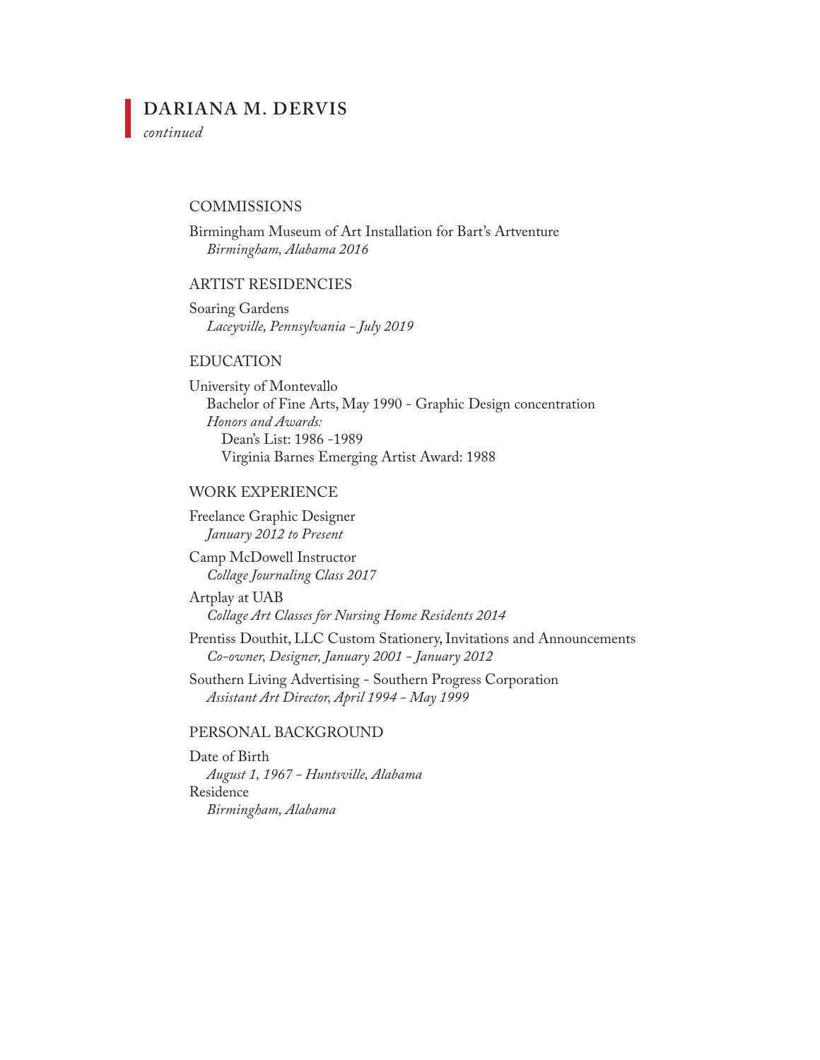**DARIANA M. DERVIS**
*continued*

## COMMISSIONS

Birmingham Museum of Art Installation for Bart's Artventure
*Birmingham, Alabama 2016*

## ARTIST RESIDENCIES

Soaring Gardens
*Laceyville, Pennsylvania - July 2019*

## EDUCATION

University of Montevallo
Bachelor of Fine Arts, May 1990 - Graphic Design concentration
*Honors and Awards:*
Dean's List: 1986 -1989
Virginia Barnes Emerging Artist Award: 1988

## WORK EXPERIENCE

Freelance Graphic Designer
*January 2012 to Present*

Camp McDowell Instructor
*Collage Journaling Class 2017*

Artplay at UAB
*Collage Art Classes for Nursing Home Residents 2014*

Prentiss Douthit, LLC Custom Stationery, Invitations and Announcements
*Co-owner, Designer, January 2001 - January 2012*

Southern Living Advertising - Southern Progress Corporation
*Assistant Art Director, April 1994 - May 1999*

## PERSONAL BACKGROUND

Date of Birth
*August 1, 1967 - Huntsville, Alabama*
Residence
*Birmingham, Alabama*